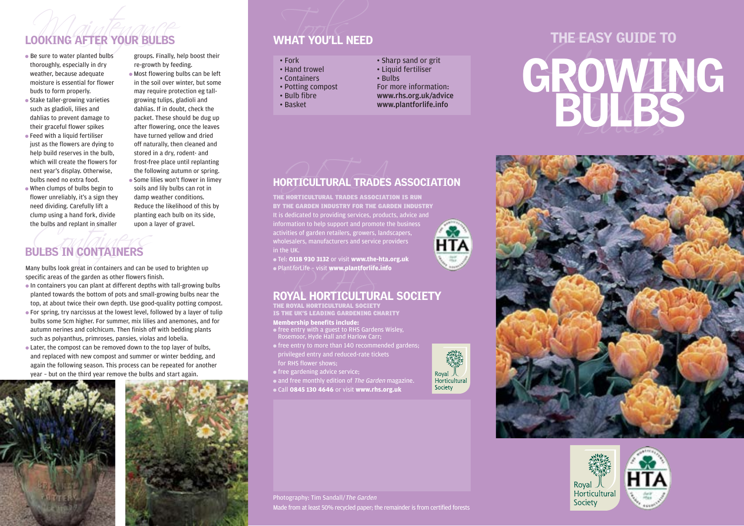## LOOKING AFTER YOUR BULBS

- Be sure to water planted bulbs thoroughly, especially in dry weather, because adequate moisture is essential for flower buds to form properly.
- Stake taller-growing varieties such as gladioli, lilies and dahlias to prevent damage to their graceful flower spikes
- Feed with a liquid fertiliser just as the flowers are dying to help build reserves in the bulb, which will create the flowers for next year's display. Otherwise, bulbs need no extra food.
- When clumps of bulbs begin to flower unreliably, it's a sign they need dividing. Carefully lift a clump using a hand fork, divide the bulbs and replant in smaller groups. Finally, help boost their re-growth by feeding.
- Most flowering bulbs can be left in the soil over winter, but some may require protection eg tall-growing tulips, gladioli and dahlias. If in doubt, check the packet. These should be dug up after flowering, once the leaves have turned yellow and dried off naturally, then cleaned and stored in a dry, rodent- and frost-free place until replanting the following autumn or spring.
- Some lilies won't flower in limey soils and lily bulbs can rot in damp weather conditions. Reduce the likelihood of this by planting each bulb on its side, upon a layer of gravel.

## BULBS IN CONTAINERS

Many bulbs look great in containers and can be used to brighten up specific areas of the garden as other flowers finish.

- In containers you can plant at different depths with tall-growing bulbs planted towards the bottom of pots and small-growing bulbs near the top, at about twice their own depth. Use good-quality potting compost.
- For spring, try narcissus at the lowest level, followed by a layer of tulip bulbs some 5cm higher. For summer, mix lilies and anemones, and for autumn nerines and colchicum. Then finish off with bedding plants such as polyanthus, primroses, pansies, violas and lobelia.
- Later, the compost can be removed down to the top layer of bulbs, and replaced with new compost and summer or winter bedding, and again the following season. This process can be repeated for another year – but on the third year remove the bulbs and start again.

## WHAT YOU'LL NEED

- Fork
- Hand trowel
- Containers
- Potting compost
- Bulb fibre
- Basket
- Sharp sand or grit
- Liquid fertiliser
- Bulbs

For more information:
**www.rhs.org.uk/advice**
**www.plantforlife.info**

## HORTICULTURAL TRADES ASSOCIATION

**THE HORTICULTURAL TRADES ASSOCIATION IS RUN BY THE GARDEN INDUSTRY FOR THE GARDEN INDUSTRY**

It is dedicated to providing services, products, advice and information to help support and promote the business activities of garden retailers, growers, landscapers, wholesalers, manufacturers and service providers in the UK.

- Tel: **0118 930 3132** or visit **www.the-hta.org.uk**
- Plant*for*Life – visit **www.plantforlife.info**

## ROYAL HORTICULTURAL SOCIETY

**THE ROYAL HORTICULTURAL SOCIETY IS THE UK'S LEADING GARDENING CHARITY**

**Membership benefits include:**

- free entry with a guest to RHS Gardens Wisley, Rosemoor, Hyde Hall and Harlow Carr;
- free entry to more than 140 recommended gardens; privileged entry and reduced-rate tickets for RHS flower shows;
- free gardening advice service;
- and free monthly edition of *The Garden* magazine.
- Call **0845 130 4646** or visit **www.rhs.org.uk**

Photography: Tim Sandall/*The Garden*
Made from at least 50% recycled paper; the remainder is from certified forests

# THE EASY GUIDE TO GROWING BULBS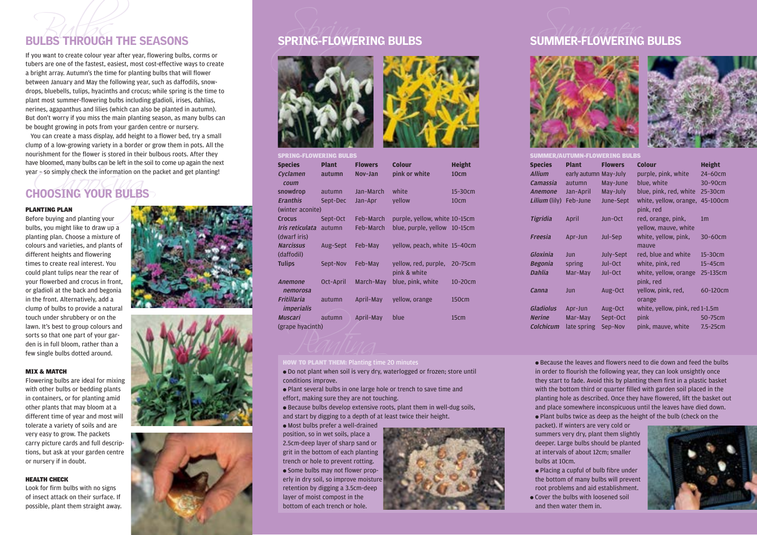## BULBS THROUGH THE SEASONS

If you want to create colour year after year, flowering bulbs, corms or tubers are one of the fastest, easiest, most cost-effective ways to create a bright array. Autumn's the time for planting bulbs that will flower between January and May the following year, such as daffodils, snowdrops, bluebells, tulips, hyacinths and crocus; while spring is the time to plant most summer-flowering bulbs including gladioli, irises, dahlias, nerines, agapanthus and lilies (which can also be planted in autumn). But don't worry if you miss the main planting season, as many bulbs can be bought growing in pots from your garden centre or nursery.

You can create a mass display, add height to a flower bed, try a small clump of a low-growing variety in a border or grow them in pots. All the nourishment for the flower is stored in their bulbous roots. After they have bloomed, many bulbs can be left in the soil to come up again the next year – so simply check the information on the packet and get planting!

## CHOOSING YOUR BULBS

### PLANTING PLAN

Before buying and planting your bulbs, you might like to draw up a planting plan. Choose a mixture of colours and varieties, and plants of different heights and flowering times to create real interest. You could plant tulips near the rear of your flowerbed and crocus in front, or gladioli at the back and begonia in the front. Alternatively, add a clump of bulbs to provide a natural touch under shrubbery or on the lawn. It's best to group colours and sorts so that one part of your garden is in full bloom, rather than a few single bulbs dotted around.

### MIX & MATCH

Flowering bulbs are ideal for mixing with other bulbs or bedding plants in containers, or for planting amid other plants that may bloom at a different time of year and most will tolerate a variety of soils and are very easy to grow. The packets carry picture cards and full descriptions, but ask at your garden centre or nursery if in doubt.

### HEALTH CHECK

Look for firm bulbs with no signs of insect attack on their surface. If possible, plant them straight away.

## SPRING-FLOWERING BULBS

**SPRING-FLOWERING BULBS**

| Species | Plant | Flowers | Colour | Height |
|---|---|---|---|---|
| *Cyclamen coum* | autumn | Nov-Jan | pink or white | 10cm |
| snowdrop | autumn | Jan-March | white | 15-30cm |
| *Eranthis* (winter aconite) | Sept-Dec | Jan-Apr | yellow | 10cm |
| Crocus | Sept-Oct | Feb-March | purple, yellow, white | 10-15cm |
| *Iris reticulata* (dwarf iris) | autumn | Feb-March | blue, purple, yellow | 10-15cm |
| *Narcissus* (daffodil) | Aug-Sept | Feb-May | yellow, peach, white | 15-40cm |
| Tulips | Sept-Nov | Feb-May | yellow, red, purple, pink & white | 20-75cm |
| *Anemone nemorosa* | Oct-April | March-May | blue, pink, white | 10-20cm |
| *Fritillaria imperialis* | autumn | April-May | yellow, orange | 150cm |
| *Muscari* (grape hyacinth) | autumn | April-May | blue | 15cm |

## SUMMER-FLOWERING BULBS

**SUMMER/AUTUMN-FLOWERING BULBS**

| Species | Plant | Flowers | Colour | Height |
|---|---|---|---|---|
| *Allium* | early autumn | May-July | purple, pink, white | 24-60cm |
| *Camassia* | autumn | May-June | blue, white | 30-90cm |
| *Anemone* | Jan-April | May-July | blue, pink, red, white | 25-30cm |
| *Lilium* (lily) | Feb-June | June-Sept | white, yellow, orange, pink, red | 45-100cm |
| *Tigridia* | April | Jun-Oct | red, orange, pink, yellow, mauve, white | 1m |
| *Freesia* | Apr-Jun | Jul-Sep | white, yellow, pink, mauve | 30-60cm |
| *Gloxinia* | Jun | July-Sept | red, blue and white | 15-30cm |
| *Begonia* | spring | Jul-Oct | white, pink, red | 15-45cm |
| *Dahlia* | Mar-May | Jul-Oct | white, yellow, orange pink, red | 25-135cm |
| *Canna* | Jun | Aug-Oct | yellow, pink, red, orange | 60-120cm |
| *Gladiolus* | Apr-Jun | Aug-Oct | white, yellow, pink, red | 1-1.5m |
| *Nerine* | Mar-May | Sept-Oct | pink | 50-75cm |
| *Colchicum* | late spring | Sep-Nov | pink, mauve, white | 7.5-25cm |

**HOW TO PLANT THEM:** Planting time 20 minutes

- Do not plant when soil is very dry, waterlogged or frozen; store until conditions improve.
- Plant several bulbs in one large hole or trench to save time and effort, making sure they are not touching.
- Because bulbs develop extensive roots, plant them in well-dug soils, and start by digging to a depth of at least twice their height.
- Most bulbs prefer a well-drained position, so in wet soils, place a 2.5cm-deep layer of sharp sand or grit in the bottom of each planting trench or hole to prevent rotting.
- Some bulbs may not flower properly in dry soil, so improve moisture retention by digging a 3.5cm-deep layer of moist compost in the bottom of each trench or hole.
- Because the leaves and flowers need to die down and feed the bulbs in order to flourish the following year, they can look unsightly once they start to fade. Avoid this by planting them first in a plastic basket with the bottom third or quarter filled with garden soil placed in the planting hole as described. Once they have flowered, lift the basket out and place somewhere inconspicuous until the leaves have died down.
- Plant bulbs twice as deep as the height of the bulb (check on the packet). If winters are very cold or summers very dry, plant them slightly deeper. Large bulbs should be planted at intervals of about 12cm; smaller bulbs at 10cm.
- Placing a cupful of bulb fibre under the bottom of many bulbs will prevent root problems and aid establishment.
- Cover the bulbs with loosened soil and then water them in.